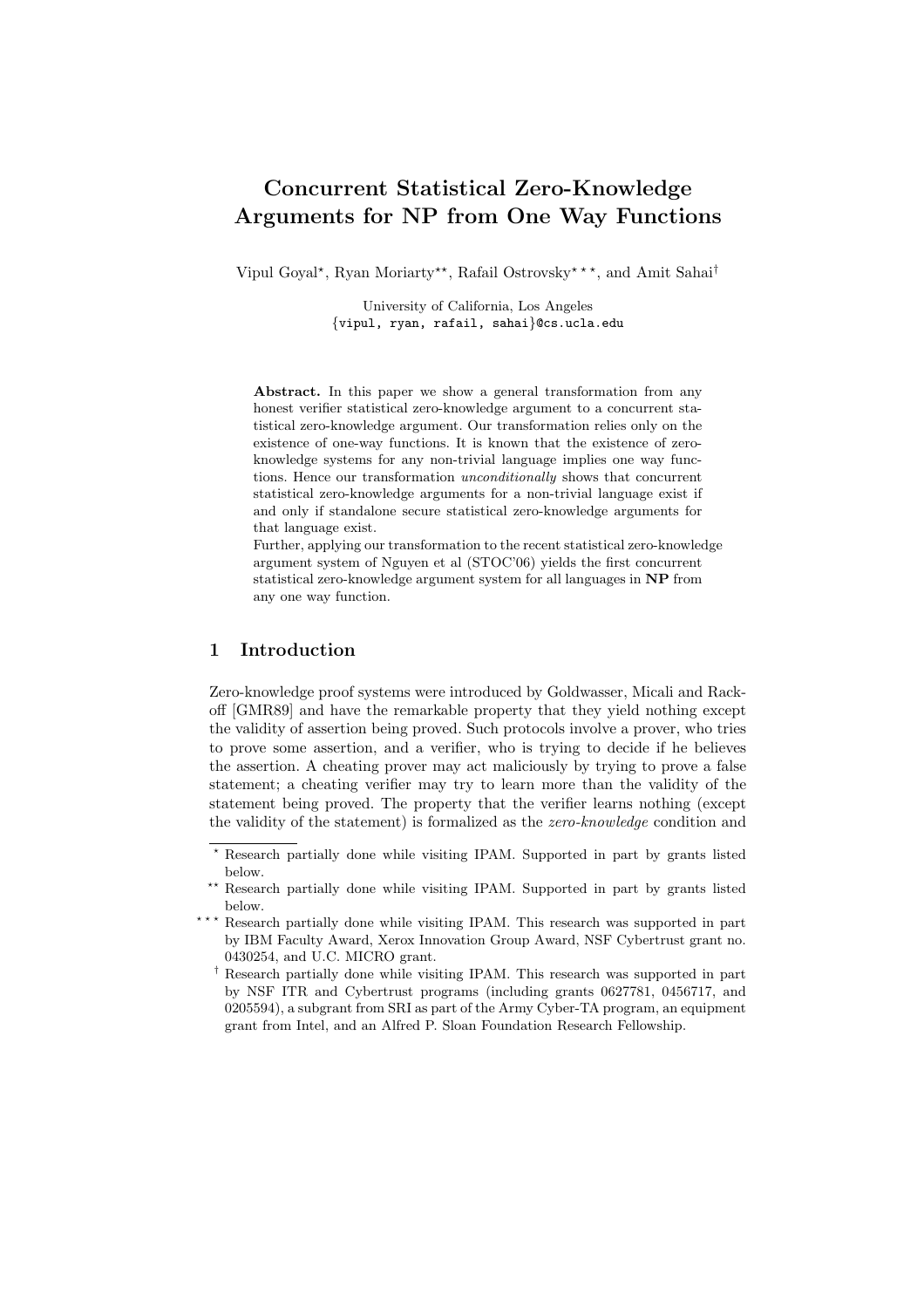# Concurrent Statistical Zero-Knowledge Arguments for NP from One Way Functions

Vipul Goyal*, Ryan Moriarty**, Rafail Ostrovsky***, and Amit Sahai†

University of California, Los Angeles
{vipul, ryan, rafail, sahai}@cs.ucla.edu

**Abstract.** In this paper we show a general transformation from any honest verifier statistical zero-knowledge argument to a concurrent statistical zero-knowledge argument. Our transformation relies only on the existence of one-way functions. It is known that the existence of zero-knowledge systems for any non-trivial language implies one way functions. Hence our transformation *unconditionally* shows that concurrent statistical zero-knowledge arguments for a non-trivial language exist if and only if standalone secure statistical zero-knowledge arguments for that language exist.

Further, applying our transformation to the recent statistical zero-knowledge argument system of Nguyen et al (STOC'06) yields the first concurrent statistical zero-knowledge argument system for all languages in **NP** from any one way function.

## 1 Introduction

Zero-knowledge proof systems were introduced by Goldwasser, Micali and Rackoff [GMR89] and have the remarkable property that they yield nothing except the validity of assertion being proved. Such protocols involve a prover, who tries to prove some assertion, and a verifier, who is trying to decide if he believes the assertion. A cheating prover may act maliciously by trying to prove a false statement; a cheating verifier may try to learn more than the validity of the statement being proved. The property that the verifier learns nothing (except the validity of the statement) is formalized as the *zero-knowledge* condition and

---

* Research partially done while visiting IPAM. Supported in part by grants listed below.

** Research partially done while visiting IPAM. Supported in part by grants listed below.

*** Research partially done while visiting IPAM. This research was supported in part by IBM Faculty Award, Xerox Innovation Group Award, NSF Cybertrust grant no. 0430254, and U.C. MICRO grant.

† Research partially done while visiting IPAM. This research was supported in part by NSF ITR and Cybertrust programs (including grants 0627781, 0456717, and 0205594), a subgrant from SRI as part of the Army Cyber-TA program, an equipment grant from Intel, and an Alfred P. Sloan Foundation Research Fellowship.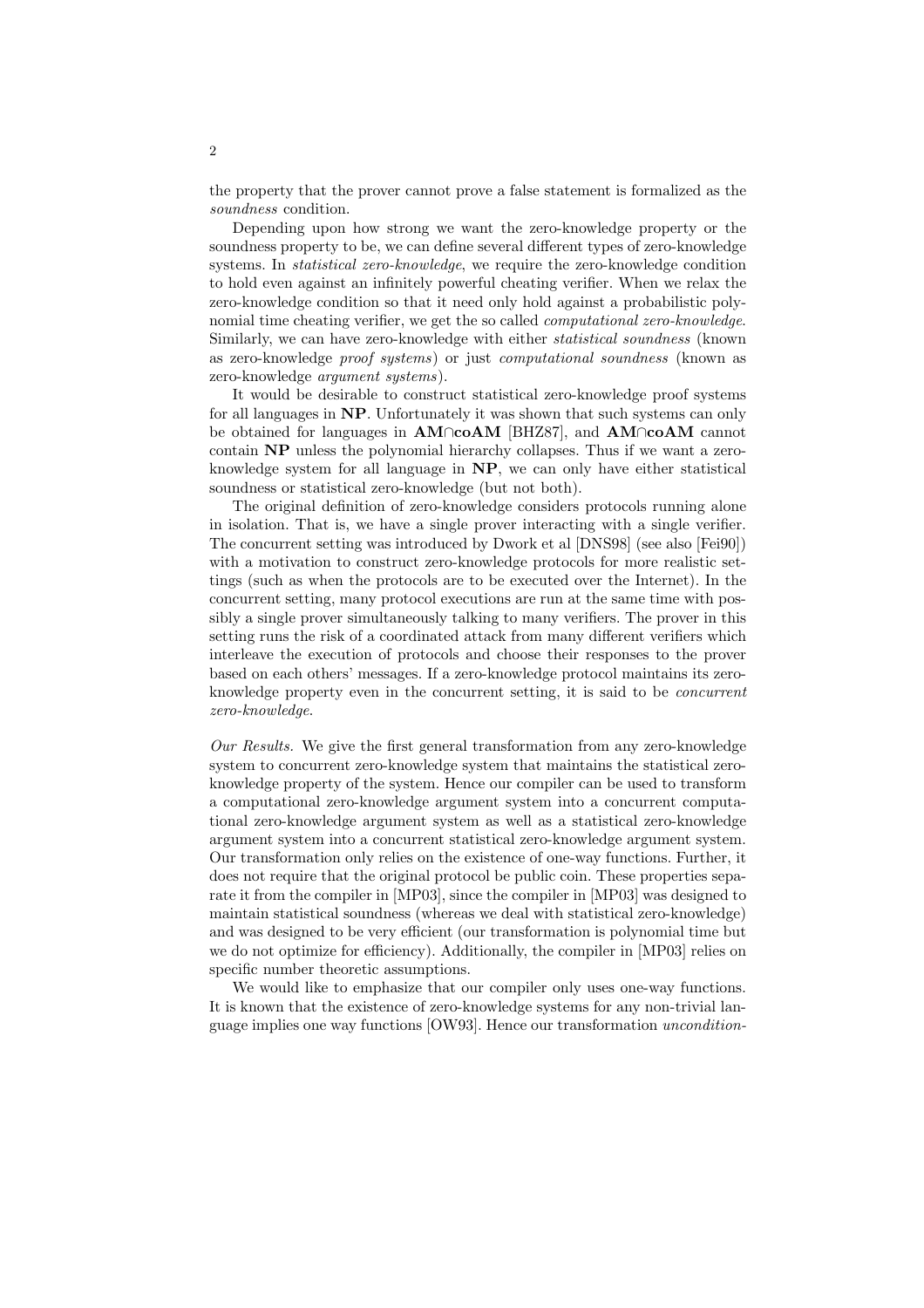the property that the prover cannot prove a false statement is formalized as the *soundness* condition.

Depending upon how strong we want the zero-knowledge property or the soundness property to be, we can define several different types of zero-knowledge systems. In *statistical zero-knowledge*, we require the zero-knowledge condition to hold even against an infinitely powerful cheating verifier. When we relax the zero-knowledge condition so that it need only hold against a probabilistic polynomial time cheating verifier, we get the so called *computational zero-knowledge*. Similarly, we can have zero-knowledge with either *statistical soundness* (known as zero-knowledge *proof systems*) or just *computational soundness* (known as zero-knowledge *argument systems*).

It would be desirable to construct statistical zero-knowledge proof systems for all languages in **NP**. Unfortunately it was shown that such systems can only be obtained for languages in **AM**∩**coAM** [BHZ87], and **AM**∩**coAM** cannot contain **NP** unless the polynomial hierarchy collapses. Thus if we want a zero-knowledge system for all language in **NP**, we can only have either statistical soundness or statistical zero-knowledge (but not both).

The original definition of zero-knowledge considers protocols running alone in isolation. That is, we have a single prover interacting with a single verifier. The concurrent setting was introduced by Dwork et al [DNS98] (see also [Fei90]) with a motivation to construct zero-knowledge protocols for more realistic settings (such as when the protocols are to be executed over the Internet). In the concurrent setting, many protocol executions are run at the same time with possibly a single prover simultaneously talking to many verifiers. The prover in this setting runs the risk of a coordinated attack from many different verifiers which interleave the execution of protocols and choose their responses to the prover based on each others' messages. If a zero-knowledge protocol maintains its zero-knowledge property even in the concurrent setting, it is said to be *concurrent zero-knowledge*.

*Our Results.* We give the first general transformation from any zero-knowledge system to concurrent zero-knowledge system that maintains the statistical zero-knowledge property of the system. Hence our compiler can be used to transform a computational zero-knowledge argument system into a concurrent computational zero-knowledge argument system as well as a statistical zero-knowledge argument system into a concurrent statistical zero-knowledge argument system. Our transformation only relies on the existence of one-way functions. Further, it does not require that the original protocol be public coin. These properties separate it from the compiler in [MP03], since the compiler in [MP03] was designed to maintain statistical soundness (whereas we deal with statistical zero-knowledge) and was designed to be very efficient (our transformation is polynomial time but we do not optimize for efficiency). Additionally, the compiler in [MP03] relies on specific number theoretic assumptions.

We would like to emphasize that our compiler only uses one-way functions. It is known that the existence of zero-knowledge systems for any non-trivial language implies one way functions [OW93]. Hence our transformation *uncondition-*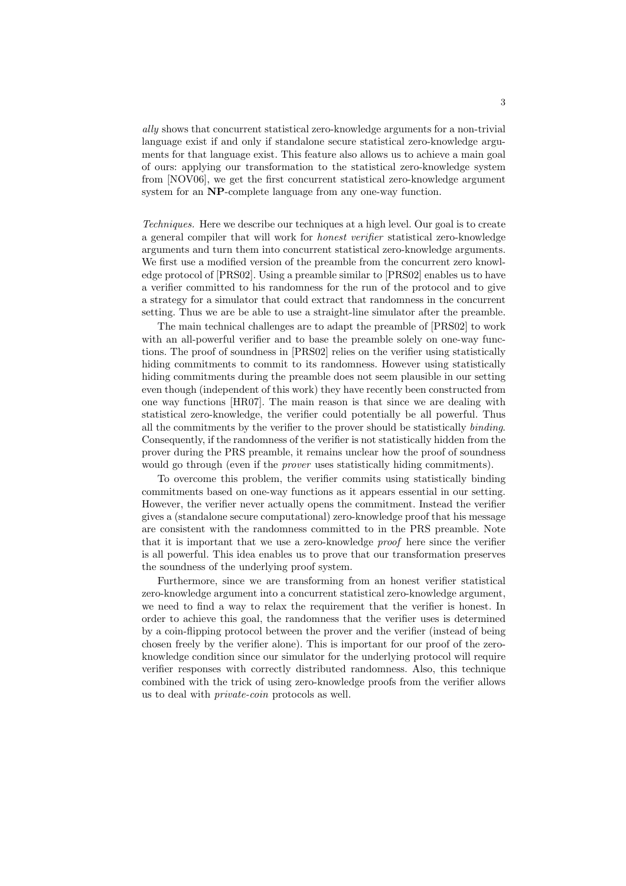*ally* shows that concurrent statistical zero-knowledge arguments for a non-trivial language exist if and only if standalone secure statistical zero-knowledge arguments for that language exist. This feature also allows us to achieve a main goal of ours: applying our transformation to the statistical zero-knowledge system from [NOV06], we get the first concurrent statistical zero-knowledge argument system for an **NP**-complete language from any one-way function.

*Techniques.* Here we describe our techniques at a high level. Our goal is to create a general compiler that will work for *honest verifier* statistical zero-knowledge arguments and turn them into concurrent statistical zero-knowledge arguments. We first use a modified version of the preamble from the concurrent zero knowledge protocol of [PRS02]. Using a preamble similar to [PRS02] enables us to have a verifier committed to his randomness for the run of the protocol and to give a strategy for a simulator that could extract that randomness in the concurrent setting. Thus we are be able to use a straight-line simulator after the preamble.

The main technical challenges are to adapt the preamble of [PRS02] to work with an all-powerful verifier and to base the preamble solely on one-way functions. The proof of soundness in [PRS02] relies on the verifier using statistically hiding commitments to commit to its randomness. However using statistically hiding commitments during the preamble does not seem plausible in our setting even though (independent of this work) they have recently been constructed from one way functions [HR07]. The main reason is that since we are dealing with statistical zero-knowledge, the verifier could potentially be all powerful. Thus all the commitments by the verifier to the prover should be statistically *binding*. Consequently, if the randomness of the verifier is not statistically hidden from the prover during the PRS preamble, it remains unclear how the proof of soundness would go through (even if the *prover* uses statistically hiding commitments).

To overcome this problem, the verifier commits using statistically binding commitments based on one-way functions as it appears essential in our setting. However, the verifier never actually opens the commitment. Instead the verifier gives a (standalone secure computational) zero-knowledge proof that his message are consistent with the randomness committed to in the PRS preamble. Note that it is important that we use a zero-knowledge *proof* here since the verifier is all powerful. This idea enables us to prove that our transformation preserves the soundness of the underlying proof system.

Furthermore, since we are transforming from an honest verifier statistical zero-knowledge argument into a concurrent statistical zero-knowledge argument, we need to find a way to relax the requirement that the verifier is honest. In order to achieve this goal, the randomness that the verifier uses is determined by a coin-flipping protocol between the prover and the verifier (instead of being chosen freely by the verifier alone). This is important for our proof of the zero-knowledge condition since our simulator for the underlying protocol will require verifier responses with correctly distributed randomness. Also, this technique combined with the trick of using zero-knowledge proofs from the verifier allows us to deal with *private-coin* protocols as well.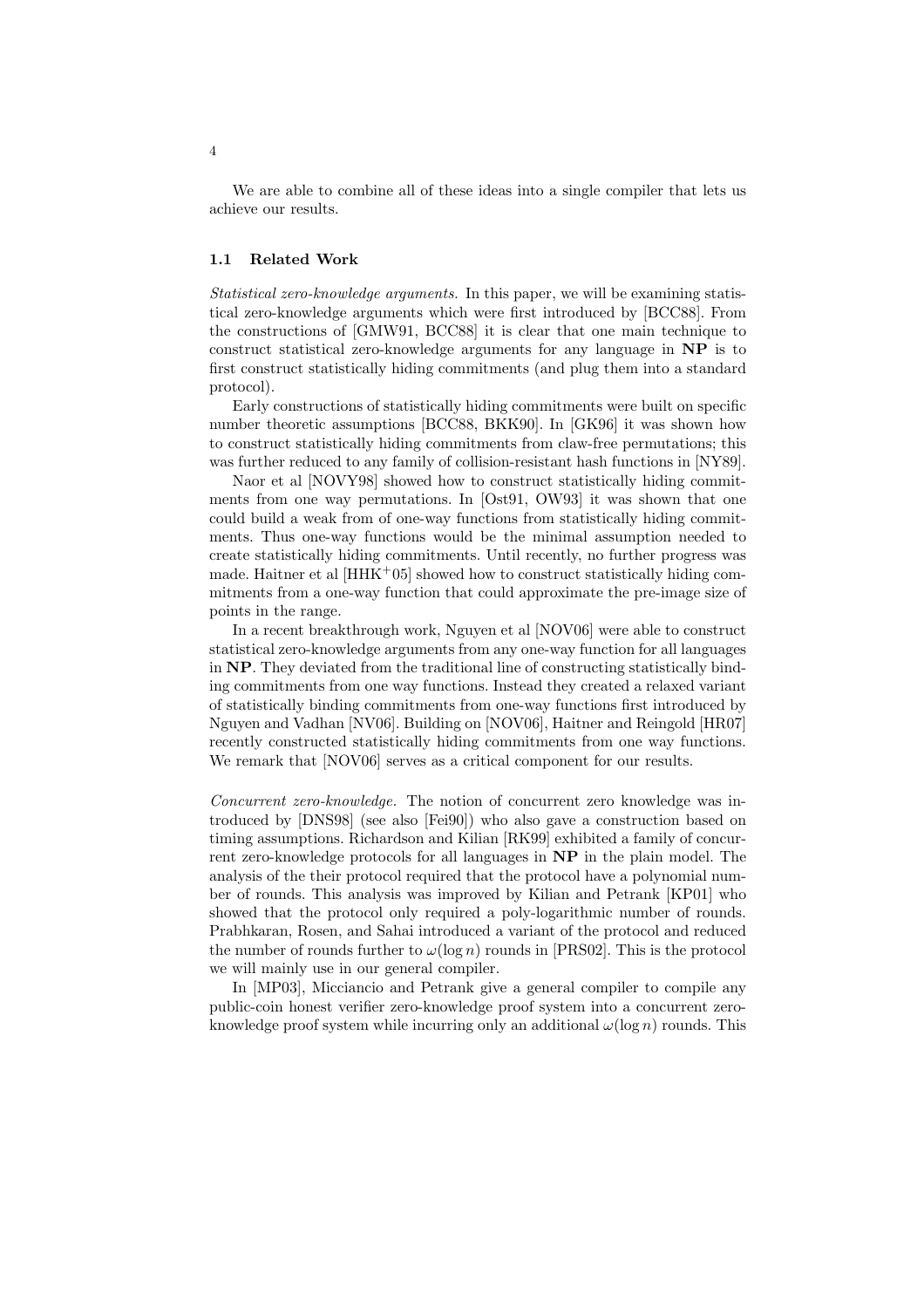We are able to combine all of these ideas into a single compiler that lets us achieve our results.

### 1.1 Related Work

*Statistical zero-knowledge arguments.* In this paper, we will be examining statistical zero-knowledge arguments which were first introduced by [BCC88]. From the constructions of [GMW91, BCC88] it is clear that one main technique to construct statistical zero-knowledge arguments for any language in **NP** is to first construct statistically hiding commitments (and plug them into a standard protocol).

Early constructions of statistically hiding commitments were built on specific number theoretic assumptions [BCC88, BKK90]. In [GK96] it was shown how to construct statistically hiding commitments from claw-free permutations; this was further reduced to any family of collision-resistant hash functions in [NY89].

Naor et al [NOVY98] showed how to construct statistically hiding commitments from one way permutations. In [Ost91, OW93] it was shown that one could build a weak from of one-way functions from statistically hiding commitments. Thus one-way functions would be the minimal assumption needed to create statistically hiding commitments. Until recently, no further progress was made. Haitner et al [HHK$^+$05] showed how to construct statistically hiding commitments from a one-way function that could approximate the pre-image size of points in the range.

In a recent breakthrough work, Nguyen et al [NOV06] were able to construct statistical zero-knowledge arguments from any one-way function for all languages in **NP**. They deviated from the traditional line of constructing statistically binding commitments from one way functions. Instead they created a relaxed variant of statistically binding commitments from one-way functions first introduced by Nguyen and Vadhan [NV06]. Building on [NOV06], Haitner and Reingold [HR07] recently constructed statistically hiding commitments from one way functions. We remark that [NOV06] serves as a critical component for our results.

*Concurrent zero-knowledge.* The notion of concurrent zero knowledge was introduced by [DNS98] (see also [Fei90]) who also gave a construction based on timing assumptions. Richardson and Kilian [RK99] exhibited a family of concurrent zero-knowledge protocols for all languages in **NP** in the plain model. The analysis of the their protocol required that the protocol have a polynomial number of rounds. This analysis was improved by Kilian and Petrank [KP01] who showed that the protocol only required a poly-logarithmic number of rounds. Prabhkaran, Rosen, and Sahai introduced a variant of the protocol and reduced the number of rounds further to $\omega(\log n)$ rounds in [PRS02]. This is the protocol we will mainly use in our general compiler.

In [MP03], Micciancio and Petrank give a general compiler to compile any public-coin honest verifier zero-knowledge proof system into a concurrent zero-knowledge proof system while incurring only an additional $\omega(\log n)$ rounds. This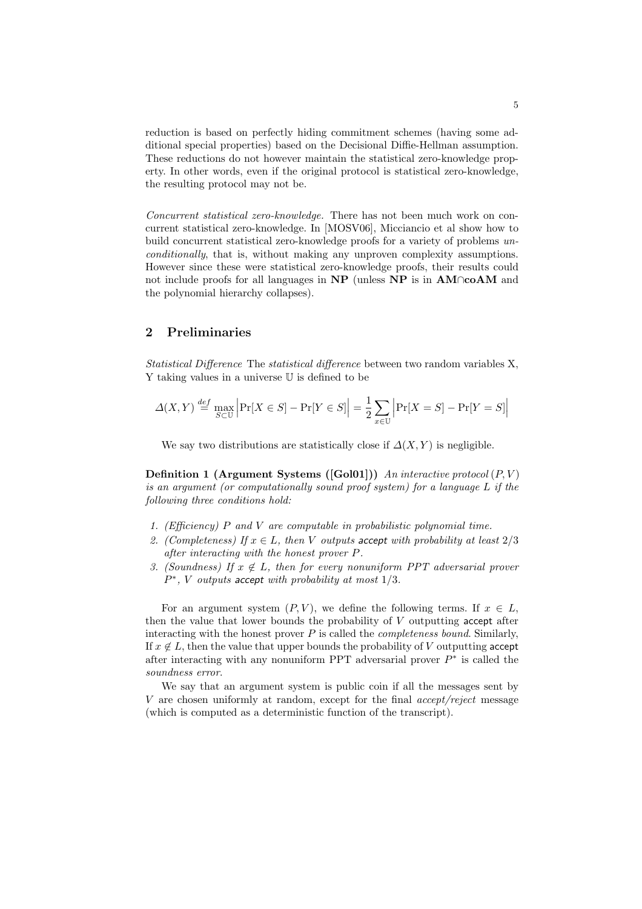reduction is based on perfectly hiding commitment schemes (having some additional special properties) based on the Decisional Diffie-Hellman assumption. These reductions do not however maintain the statistical zero-knowledge property. In other words, even if the original protocol is statistical zero-knowledge, the resulting protocol may not be.

*Concurrent statistical zero-knowledge.* There has not been much work on concurrent statistical zero-knowledge. In [MOSV06], Micciancio et al show how to build concurrent statistical zero-knowledge proofs for a variety of problems *unconditionally*, that is, without making any unproven complexity assumptions. However since these were statistical zero-knowledge proofs, their results could not include proofs for all languages in **NP** (unless **NP** is in **AM**∩**coAM** and the polynomial hierarchy collapses).

## 2 Preliminaries

*Statistical Difference* The *statistical difference* between two random variables X, Y taking values in a universe $\mathbb{U}$ is defined to be

$$\Delta(X,Y) \stackrel{def}{=} \max_{S \subset \mathbb{U}} \Big| \Pr[X \in S] - \Pr[Y \in S] \Big| = \frac{1}{2} \sum_{x \in \mathbb{U}} \Big| \Pr[X = S] - \Pr[Y = S] \Big|$$

We say two distributions are statistically close if $\Delta(X,Y)$ is negligible.

**Definition 1 (Argument Systems ([Gol01]))** *An interactive protocol $(P,V)$ is an argument (or computationally sound proof system) for a language $L$ if the following three conditions hold:*

1. *(Efficiency) $P$ and $V$ are computable in probabilistic polynomial time.*
2. *(Completeness) If $x \in L$, then $V$ outputs* accept *with probability at least $2/3$ after interacting with the honest prover $P$.*
3. *(Soundness) If $x \notin L$, then for every nonuniform PPT adversarial prover $P^*$, $V$ outputs* accept *with probability at most $1/3$.*

For an argument system $(P,V)$, we define the following terms. If $x \in L$, then the value that lower bounds the probability of $V$ outputting accept after interacting with the honest prover $P$ is called the *completeness bound*. Similarly, If $x \notin L$, then the value that upper bounds the probability of $V$ outputting accept after interacting with any nonuniform PPT adversarial prover $P^*$ is called the *soundness error*.

We say that an argument system is public coin if all the messages sent by $V$ are chosen uniformly at random, except for the final *accept/reject* message (which is computed as a deterministic function of the transcript).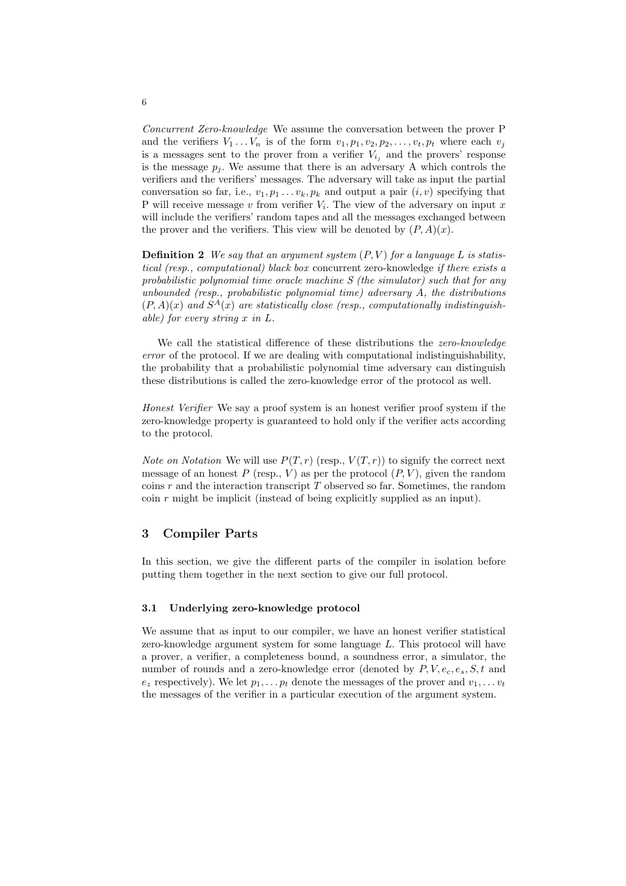*Concurrent Zero-knowledge* We assume the conversation between the prover P and the verifiers $V_1 \dots V_n$ is of the form $v_1, p_1, v_2, p_2, \dots, v_t, p_t$ where each $v_j$ is a messages sent to the prover from a verifier $V_{i_j}$ and the provers' response is the message $p_j$. We assume that there is an adversary A which controls the verifiers and the verifiers' messages. The adversary will take as input the partial conversation so far, i.e., $v_1, p_1 \dots v_k, p_k$ and output a pair $(i, v)$ specifying that P will receive message $v$ from verifier $V_i$. The view of the adversary on input $x$ will include the verifiers' random tapes and all the messages exchanged between the prover and the verifiers. This view will be denoted by $(P, A)(x)$.

**Definition 2** *We say that an argument system $(P, V)$ for a language $L$ is statistical (resp., computational) black box* concurrent zero-knowledge *if there exists a probabilistic polynomial time oracle machine $S$ (the simulator) such that for any unbounded (resp., probabilistic polynomial time) adversary $A$, the distributions $(P, A)(x)$ and $S^A(x)$ are statistically close (resp., computationally indistinguishable) for every string $x$ in $L$.*

We call the statistical difference of these distributions the *zero-knowledge error* of the protocol. If we are dealing with computational indistinguishability, the probability that a probabilistic polynomial time adversary can distinguish these distributions is called the zero-knowledge error of the protocol as well.

*Honest Verifier* We say a proof system is an honest verifier proof system if the zero-knowledge property is guaranteed to hold only if the verifier acts according to the protocol.

*Note on Notation* We will use $P(T, r)$ (resp., $V(T, r)$) to signify the correct next message of an honest $P$ (resp., $V$) as per the protocol $(P, V)$, given the random coins $r$ and the interaction transcript $T$ observed so far. Sometimes, the random coin $r$ might be implicit (instead of being explicitly supplied as an input).

## 3 Compiler Parts

In this section, we give the different parts of the compiler in isolation before putting them together in the next section to give our full protocol.

### 3.1 Underlying zero-knowledge protocol

We assume that as input to our compiler, we have an honest verifier statistical zero-knowledge argument system for some language $L$. This protocol will have a prover, a verifier, a completeness bound, a soundness error, a simulator, the number of rounds and a zero-knowledge error (denoted by $P, V, e_c, e_s, S, t$ and $e_z$ respectively). We let $p_1, \dots p_t$ denote the messages of the prover and $v_1, \dots v_t$ the messages of the verifier in a particular execution of the argument system.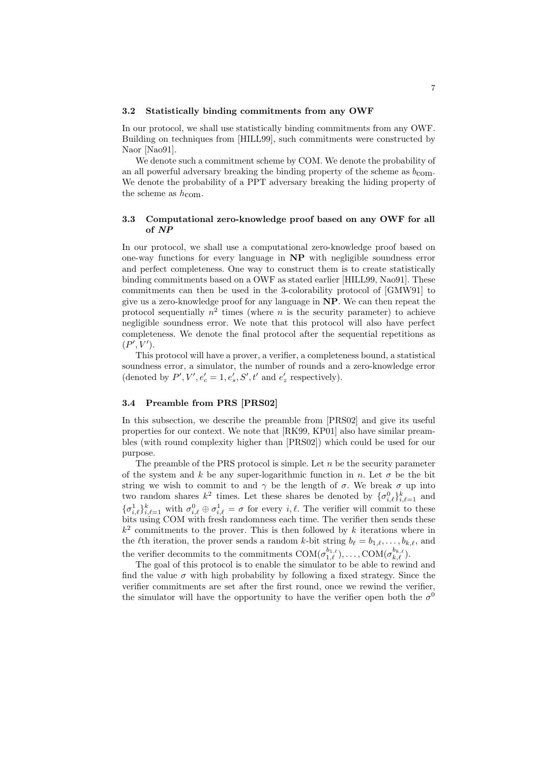### 3.2 Statistically binding commitments from any OWF

In our protocol, we shall use statistically binding commitments from any OWF. Building on techniques from [HILL99], such commitments were constructed by Naor [Nao91].

We denote such a commitment scheme by COM. We denote the probability of an all powerful adversary breaking the binding property of the scheme as $b_{\text{com}}$. We denote the probability of a PPT adversary breaking the hiding property of the scheme as $h_{\text{com}}$.

### 3.3 Computational zero-knowledge proof based on any OWF for all of *NP*

In our protocol, we shall use a computational zero-knowledge proof based on one-way functions for every language in **NP** with negligible soundness error and perfect completeness. One way to construct them is to create statistically binding commitments based on a OWF as stated earlier [HILL99, Nao91]. These commitments can then be used in the 3-colorability protocol of [GMW91] to give us a zero-knowledge proof for any language in **NP**. We can then repeat the protocol sequentially $n^2$ times (where $n$ is the security parameter) to achieve negligible soundness error. We note that this protocol will also have perfect completeness. We denote the final protocol after the sequential repetitions as $(P', V')$.

This protocol will have a prover, a verifier, a completeness bound, a statistical soundness error, a simulator, the number of rounds and a zero-knowledge error (denoted by $P', V', e'_c = 1, e'_s, S', t'$ and $e'_z$ respectively).

### 3.4 Preamble from PRS [PRS02]

In this subsection, we describe the preamble from [PRS02] and give its useful properties for our context. We note that [RK99, KP01] also have similar preambles (with round complexity higher than [PRS02]) which could be used for our purpose.

The preamble of the PRS protocol is simple. Let $n$ be the security parameter of the system and $k$ be any super-logarithmic function in $n$. Let $\sigma$ be the bit string we wish to commit to and $\gamma$ be the length of $\sigma$. We break $\sigma$ up into two random shares $k^2$ times. Let these shares be denoted by $\{\sigma^0_{i,\ell}\}^k_{i,\ell=1}$ and $\{\sigma^1_{i,\ell}\}^k_{i,\ell=1}$ with $\sigma^0_{i,\ell} \oplus \sigma^1_{i,\ell} = \sigma$ for every $i, \ell$. The verifier will commit to these bits using COM with fresh randomness each time. The verifier then sends these $k^2$ commitments to the prover. This is then followed by $k$ iterations where in the $\ell$th iteration, the prover sends a random $k$-bit string $b_\ell = b_{1,\ell}, \ldots, b_{k,\ell}$, and the verifier decommits to the commitments $\text{COM}(\sigma^{b_{1,\ell}}_{1,\ell}), \ldots, \text{COM}(\sigma^{b_{k,\ell}}_{k,\ell})$.

The goal of this protocol is to enable the simulator to be able to rewind and find the value $\sigma$ with high probability by following a fixed strategy. Since the verifier commitments are set after the first round, once we rewind the verifier, the simulator will have the opportunity to have the verifier open both the $\sigma^0$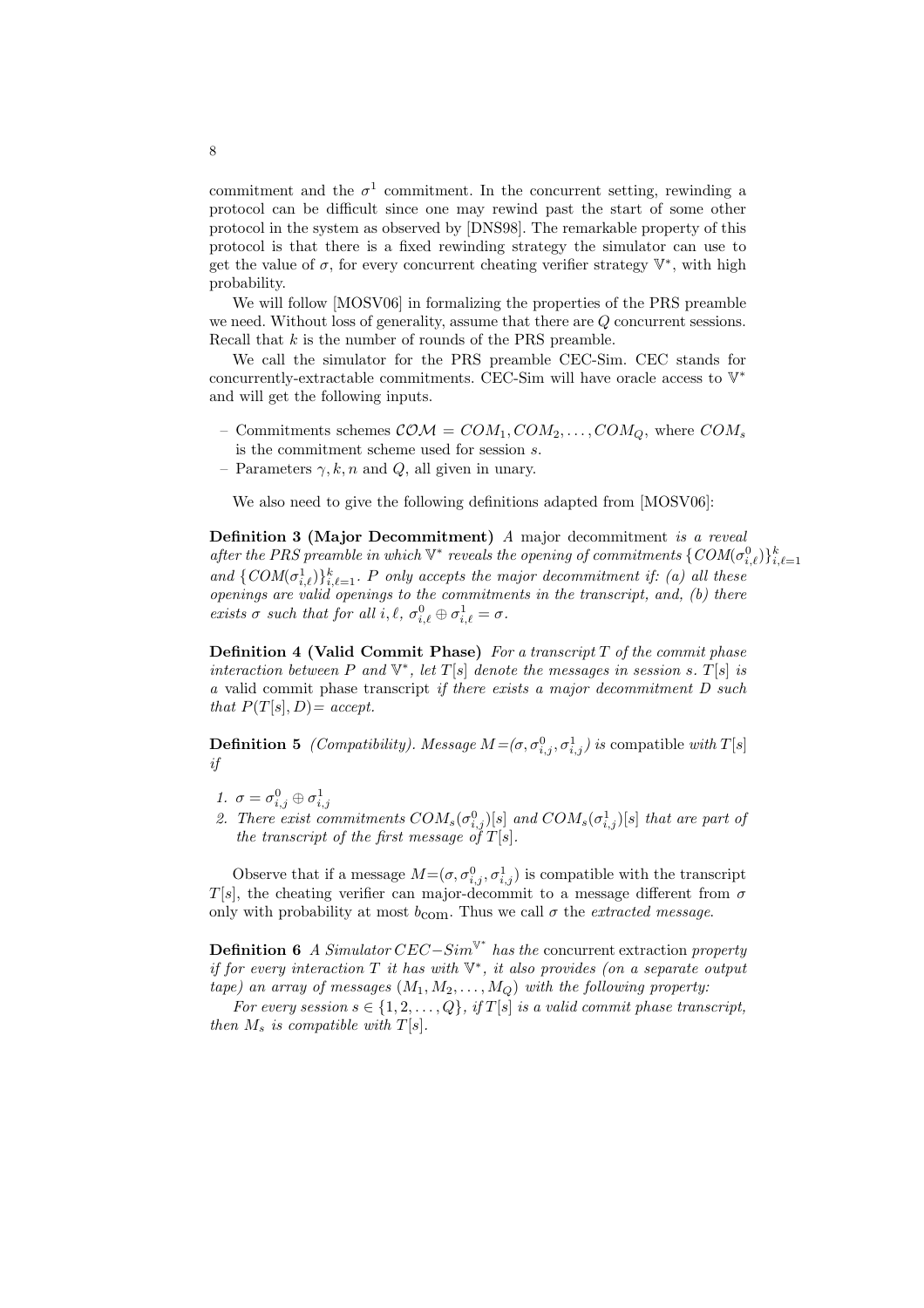commitment and the $\sigma^1$ commitment. In the concurrent setting, rewinding a protocol can be difficult since one may rewind past the start of some other protocol in the system as observed by [DNS98]. The remarkable property of this protocol is that there is a fixed rewinding strategy the simulator can use to get the value of $\sigma$, for every concurrent cheating verifier strategy $\mathbb{V}^*$, with high probability.

We will follow [MOSV06] in formalizing the properties of the PRS preamble we need. Without loss of generality, assume that there are $Q$ concurrent sessions. Recall that $k$ is the number of rounds of the PRS preamble.

We call the simulator for the PRS preamble CEC-Sim. CEC stands for concurrently-extractable commitments. CEC-Sim will have oracle access to $\mathbb{V}^*$ and will get the following inputs.

- Commitments schemes $\mathcal{COM} = COM_1, COM_2, \ldots, COM_Q$, where $COM_s$ is the commitment scheme used for session $s$.
- Parameters $\gamma, k, n$ and $Q$, all given in unary.

We also need to give the following definitions adapted from [MOSV06]:

**Definition 3 (Major Decommitment)** *A* major decommitment *is a reveal after the PRS preamble in which $\mathbb{V}^*$ reveals the opening of commitments $\{COM(\sigma^0_{i,\ell})\}^k_{i,\ell=1}$ and $\{COM(\sigma^1_{i,\ell})\}^k_{i,\ell=1}$. $P$ only accepts the major decommitment if: (a) all these openings are valid openings to the commitments in the transcript, and, (b) there exists $\sigma$ such that for all $i, \ell$, $\sigma^0_{i,\ell} \oplus \sigma^1_{i,\ell} = \sigma$.*

**Definition 4 (Valid Commit Phase)** *For a transcript $T$ of the commit phase interaction between $P$ and $\mathbb{V}^*$, let $T[s]$ denote the messages in session $s$. $T[s]$ is a* valid commit phase transcript *if there exists a major decommitment $D$ such that $P(T[s], D)=$ accept.*

**Definition 5** *(Compatibility). Message $M=(\sigma, \sigma^0_{i,j}, \sigma^1_{i,j})$ is* compatible *with $T[s]$ if*

1. *$\sigma = \sigma^0_{i,j} \oplus \sigma^1_{i,j}$*
2. *There exist commitments $COM_s(\sigma^0_{i,j})[s]$ and $COM_s(\sigma^1_{i,j})[s]$ that are part of the transcript of the first message of $T[s]$.*

Observe that if a message $M=(\sigma, \sigma^0_{i,j}, \sigma^1_{i,j})$ is compatible with the transcript $T[s]$, the cheating verifier can major-decommit to a message different from $\sigma$ only with probability at most $b_{\text{com}}$. Thus we call $\sigma$ the *extracted message*.

**Definition 6** *A Simulator $CEC{-}Sim^{\mathbb{V}^*}$ has the* concurrent extraction *property if for every interaction $T$ it has with $\mathbb{V}^*$, it also provides (on a separate output tape) an array of messages $(M_1, M_2, \ldots, M_Q)$ with the following property:*

*For every session $s \in \{1, 2, \ldots, Q\}$, if $T[s]$ is a valid commit phase transcript, then $M_s$ is compatible with $T[s]$.*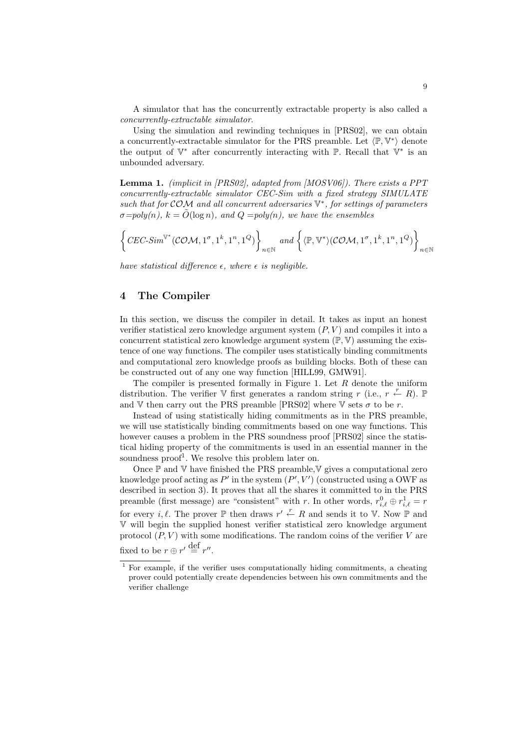A simulator that has the concurrently extractable property is also called a *concurrently-extractable simulator*.

Using the simulation and rewinding techniques in [PRS02], we can obtain a concurrently-extractable simulator for the PRS preamble. Let $\langle \mathbb{P}, \mathbb{V}^* \rangle$ denote the output of $\mathbb{V}^*$ after concurrently interacting with $\mathbb{P}$. Recall that $\mathbb{V}^*$ is an unbounded adversary.

**Lemma 1.** *(implicit in [PRS02], adapted from [MOSV06]). There exists a PPT concurrently-extractable simulator CEC-Sim with a fixed strategy SIMULATE such that for $\mathcal{COM}$ and all concurrent adversaries $\mathbb{V}^*$, for settings of parameters $\sigma$=poly(n), $k = \tilde{O}(\log n)$, and $Q$=poly(n), we have the ensembles*

$$\left\{ \textit{CEC-Sim}^{\mathbb{V}^*}(\mathcal{COM}, 1^\sigma, 1^k, 1^n, 1^Q) \right\}_{n \in \mathbb{N}} \; \textit{and} \; \left\{ \langle \mathbb{P}, \mathbb{V}^* \rangle (\mathcal{COM}, 1^\sigma, 1^k, 1^n, 1^Q) \right\}_{n \in \mathbb{N}}$$

*have statistical difference $\epsilon$, where $\epsilon$ is negligible.*

## 4 The Compiler

In this section, we discuss the compiler in detail. It takes as input an honest verifier statistical zero knowledge argument system $(P, V)$ and compiles it into a concurrent statistical zero knowledge argument system $(\mathbb{P}, \mathbb{V})$ assuming the existence of one way functions. The compiler uses statistically binding commitments and computational zero knowledge proofs as building blocks. Both of these can be constructed out of any one way function [HILL99, GMW91].

The compiler is presented formally in Figure 1. Let $R$ denote the uniform distribution. The verifier $\mathbb{V}$ first generates a random string $r$ (i.e., $r \stackrel{r}{\leftarrow} R$). $\mathbb{P}$ and $\mathbb{V}$ then carry out the PRS preamble [PRS02] where $\mathbb{V}$ sets $\sigma$ to be $r$.

Instead of using statistically hiding commitments as in the PRS preamble, we will use statistically binding commitments based on one way functions. This however causes a problem in the PRS soundness proof [PRS02] since the statistical hiding property of the commitments is used in an essential manner in the soundness proof[1]. We resolve this problem later on.

Once $\mathbb{P}$ and $\mathbb{V}$ have finished the PRS preamble, $\mathbb{V}$ gives a computational zero knowledge proof acting as $P'$ in the system $(P', V')$ (constructed using a OWF as described in section 3). It proves that all the shares it committed to in the PRS preamble (first message) are "consistent" with $r$. In other words, $r^0_{i,\ell} \oplus r^1_{i,\ell} = r$ for every $i, \ell$. The prover $\mathbb{P}$ then draws $r' \stackrel{r}{\leftarrow} R$ and sends it to $\mathbb{V}$. Now $\mathbb{P}$ and $\mathbb{V}$ will begin the supplied honest verifier statistical zero knowledge argument protocol $(P, V)$ with some modifications. The random coins of the verifier $V$ are fixed to be $r \oplus r' \stackrel{\text{def}}{=} r''$.

[1] For example, if the verifier uses computationally hiding commitments, a cheating prover could potentially create dependencies between his own commitments and the verifier challenge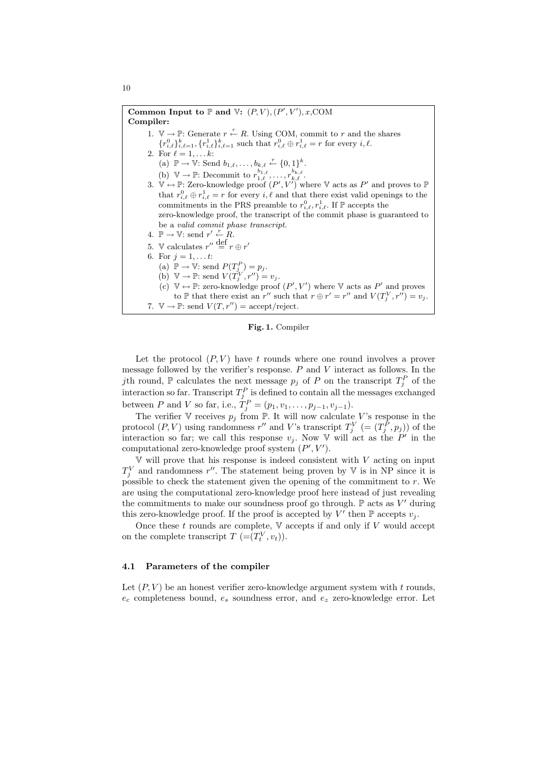**Common Input to $\mathbb{P}$ and $\mathbb{V}$:** $(P, V), (P', V'), x$,COM

**Compiler:**

1. $\mathbb{V} \rightarrow \mathbb{P}$: Generate $r \xleftarrow{r} R$. Using COM, commit to $r$ and the shares $\{r^0_{i,\ell}\}^k_{i,\ell=1}, \{r^1_{i,\ell}\}^k_{i,\ell=1}$ such that $r^0_{i,\ell} \oplus r^1_{i,\ell} = r$ for every $i, \ell$.
2. For $\ell = 1, \ldots k$:
   (a) $\mathbb{P} \rightarrow \mathbb{V}$: Send $b_{1,\ell}, \ldots, b_{k,\ell} \xleftarrow{r} \{0,1\}^k$.
   (b) $\mathbb{V} \rightarrow \mathbb{P}$: Decommit to $r^{b_{1,\ell}}_{1,\ell}, \ldots, r^{b_{k,\ell}}_{k,\ell}$.
3. $\mathbb{V} \leftrightarrow \mathbb{P}$: Zero-knowledge proof $(P', V')$ where $\mathbb{V}$ acts as $P'$ and proves to $\mathbb{P}$ that $r^0_{i,\ell} \oplus r^1_{i,\ell} = r$ for every $i, \ell$ and that there exist valid openings to the commitments in the PRS preamble to $r^0_{i,\ell}, r^1_{i,\ell}$. If $\mathbb{P}$ accepts the zero-knowledge proof, the transcript of the commit phase is guaranteed to be a *valid commit phase transcript*.
4. $\mathbb{P} \rightarrow \mathbb{V}$: send $r' \xleftarrow{r} R$.
5. $\mathbb{V}$ calculates $r'' \stackrel{\text{def}}{=} r \oplus r'$
6. For $j = 1, \ldots t$:
   (a) $\mathbb{P} \rightarrow \mathbb{V}$: send $P(T^P_j) = p_j$.
   (b) $\mathbb{V} \rightarrow \mathbb{P}$: send $V(T^V_j, r'') = v_j$.
   (c) $\mathbb{V} \leftrightarrow \mathbb{P}$: zero-knowledge proof $(P', V')$ where $\mathbb{V}$ acts as $P'$ and proves to $\mathbb{P}$ that there exist an $r''$ such that $r \oplus r' = r''$ and $V(T^V_j, r'') = v_j$.
7. $\mathbb{V} \rightarrow \mathbb{P}$: send $V(T, r'') = $ accept/reject.

**Fig. 1.** Compiler

Let the protocol $(P, V)$ have $t$ rounds where one round involves a prover message followed by the verifier's response. $P$ and $V$ interact as follows. In the $j$th round, $\mathbb{P}$ calculates the next message $p_j$ of $P$ on the transcript $T^P_j$ of the interaction so far. Transcript $T^P_j$ is defined to contain all the messages exchanged between $P$ and $V$ so far, i.e., $T^P_j = (p_1, v_1, \ldots, p_{j-1}, v_{j-1})$.

The verifier $\mathbb{V}$ receives $p_j$ from $\mathbb{P}$. It will now calculate $V$'s response in the protocol $(P, V)$ using randomness $r''$ and $V$'s transcript $T^V_j$ $(= (T^P_j, p_j))$ of the interaction so far; we call this response $v_j$. Now $\mathbb{V}$ will act as the $P'$ in the computational zero-knowledge proof system $(P', V')$.

$\mathbb{V}$ will prove that his response is indeed consistent with $V$ acting on input $T^V_j$ and randomness $r''$. The statement being proven by $\mathbb{V}$ is in NP since it is possible to check the statement given the opening of the commitment to $r$. We are using the computational zero-knowledge proof here instead of just revealing the commitments to make our soundness proof go through. $\mathbb{P}$ acts as $V'$ during this zero-knowledge proof. If the proof is accepted by $V'$ then $\mathbb{P}$ accepts $v_j$.

Once these $t$ rounds are complete, $\mathbb{V}$ accepts if and only if $V$ would accept on the complete transcript $T$ $(=(T^V_t, v_t))$.

### 4.1 Parameters of the compiler

Let $(P, V)$ be an honest verifier zero-knowledge argument system with $t$ rounds, $e_c$ completeness bound, $e_s$ soundness error, and $e_z$ zero-knowledge error. Let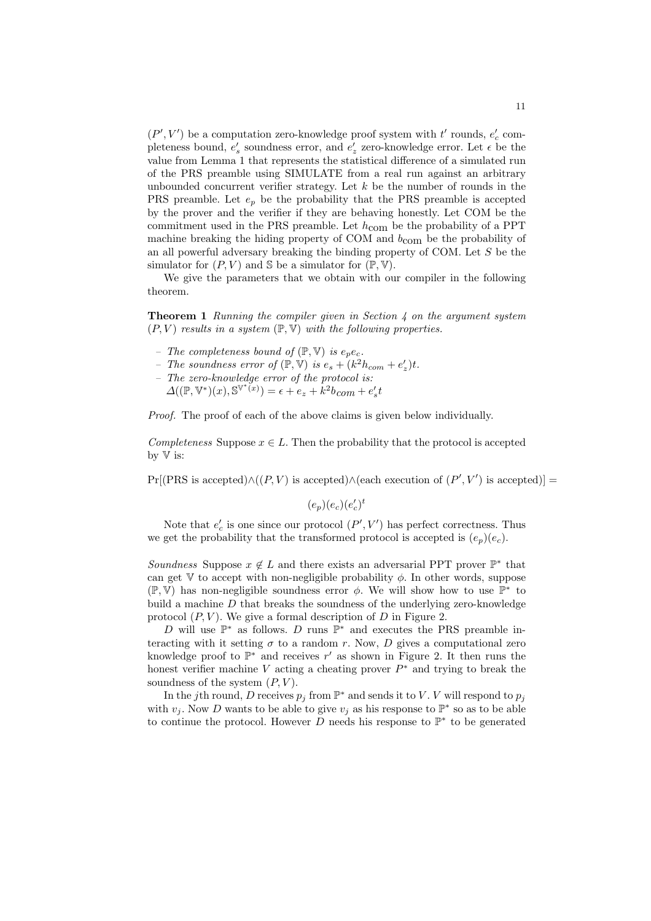$(P', V')$ be a computation zero-knowledge proof system with $t'$ rounds, $e'_c$ completeness bound, $e'_s$ soundness error, and $e'_z$ zero-knowledge error. Let $\epsilon$ be the value from Lemma 1 that represents the statistical difference of a simulated run of the PRS preamble using SIMULATE from a real run against an arbitrary unbounded concurrent verifier strategy. Let $k$ be the number of rounds in the PRS preamble. Let $e_p$ be the probability that the PRS preamble is accepted by the prover and the verifier if they are behaving honestly. Let COM be the commitment used in the PRS preamble. Let $h_{\text{com}}$ be the probability of a PPT machine breaking the hiding property of COM and $b_{\text{com}}$ be the probability of an all powerful adversary breaking the binding property of COM. Let $S$ be the simulator for $(P, V)$ and $\mathbb{S}$ be a simulator for $(\mathbb{P}, \mathbb{V})$.

We give the parameters that we obtain with our compiler in the following theorem.

**Theorem 1** *Running the compiler given in Section 4 on the argument system $(P, V)$ results in a system $(\mathbb{P}, \mathbb{V})$ with the following properties.*

- *The completeness bound of $(\mathbb{P}, \mathbb{V})$ is $e_p e_c$.*
- *The soundness error of $(\mathbb{P}, \mathbb{V})$ is $e_s + (k^2 h_{com} + e'_z)t$.*
- *The zero-knowledge error of the protocol is:*
  $\Delta((\mathbb{P}, \mathbb{V}^*)(x), \mathbb{S}^{\mathbb{V}^*(x)}) = \epsilon + e_z + k^2 b_{com} + e'_s t$

*Proof.* The proof of each of the above claims is given below individually.

*Completeness* Suppose $x \in L$. Then the probability that the protocol is accepted by $\mathbb{V}$ is:

$$\Pr[(\text{PRS is accepted}) \wedge ((P, V) \text{ is accepted}) \wedge (\text{each execution of } (P', V') \text{ is accepted})] =$$

$$(e_p)(e_c)(e'_c)^t$$

Note that $e'_c$ is one since our protocol $(P', V')$ has perfect correctness. Thus we get the probability that the transformed protocol is accepted is $(e_p)(e_c)$.

*Soundness* Suppose $x \notin L$ and there exists an adversarial PPT prover $\mathbb{P}^*$ that can get $\mathbb{V}$ to accept with non-negligible probability $\phi$. In other words, suppose $(\mathbb{P}, \mathbb{V})$ has non-negligible soundness error $\phi$. We will show how to use $\mathbb{P}^*$ to build a machine $D$ that breaks the soundness of the underlying zero-knowledge protocol $(P, V)$. We give a formal description of $D$ in Figure 2.

$D$ will use $\mathbb{P}^*$ as follows. $D$ runs $\mathbb{P}^*$ and executes the PRS preamble interacting with it setting $\sigma$ to a random $r$. Now, $D$ gives a computational zero knowledge proof to $\mathbb{P}^*$ and receives $r'$ as shown in Figure 2. It then runs the honest verifier machine $V$ acting a cheating prover $P^*$ and trying to break the soundness of the system $(P, V)$.

In the $j$th round, $D$ receives $p_j$ from $\mathbb{P}^*$ and sends it to $V$. $V$ will respond to $p_j$ with $v_j$. Now $D$ wants to be able to give $v_j$ as his response to $\mathbb{P}^*$ so as to be able to continue the protocol. However $D$ needs his response to $\mathbb{P}^*$ to be generated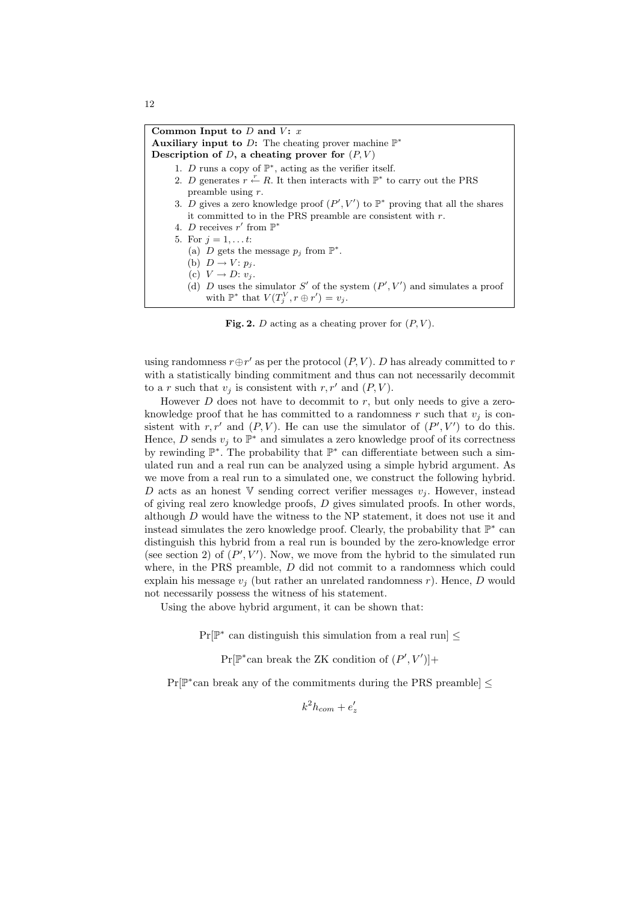**Common Input to $D$ and $V$:** $x$
**Auxiliary input to $D$:** The cheating prover machine $\mathbb{P}^*$
**Description of $D$, a cheating prover for $(P, V)$**

1. $D$ runs a copy of $\mathbb{P}^*$, acting as the verifier itself.
2. $D$ generates $r \xleftarrow{r} R$. It then interacts with $\mathbb{P}^*$ to carry out the PRS preamble using $r$.
3. $D$ gives a zero knowledge proof $(P', V')$ to $\mathbb{P}^*$ proving that all the shares it committed to in the PRS preamble are consistent with $r$.
4. $D$ receives $r'$ from $\mathbb{P}^*$
5. For $j = 1, \ldots t$:
   (a) $D$ gets the message $p_j$ from $\mathbb{P}^*$.
   (b) $D \rightarrow V$: $p_j$.
   (c) $V \rightarrow D$: $v_j$.
   (d) $D$ uses the simulator $S'$ of the system $(P', V')$ and simulates a proof with $\mathbb{P}^*$ that $V(T_j^V, r \oplus r') = v_j$.

**Fig. 2.** $D$ acting as a cheating prover for $(P, V)$.

using randomness $r \oplus r'$ as per the protocol $(P, V)$. $D$ has already committed to $r$ with a statistically binding commitment and thus can not necessarily decommit to a $r$ such that $v_j$ is consistent with $r, r'$ and $(P, V)$.

However $D$ does not have to decommit to $r$, but only needs to give a zero-knowledge proof that he has committed to a randomness $r$ such that $v_j$ is consistent with $r, r'$ and $(P, V)$. He can use the simulator of $(P', V')$ to do this. Hence, $D$ sends $v_j$ to $\mathbb{P}^*$ and simulates a zero knowledge proof of its correctness by rewinding $\mathbb{P}^*$. The probability that $\mathbb{P}^*$ can differentiate between such a simulated run and a real run can be analyzed using a simple hybrid argument. As we move from a real run to a simulated one, we construct the following hybrid. $D$ acts as an honest $\mathbb{V}$ sending correct verifier messages $v_j$. However, instead of giving real zero knowledge proofs, $D$ gives simulated proofs. In other words, although $D$ would have the witness to the NP statement, it does not use it and instead simulates the zero knowledge proof. Clearly, the probability that $\mathbb{P}^*$ can distinguish this hybrid from a real run is bounded by the zero-knowledge error (see section 2) of $(P', V')$. Now, we move from the hybrid to the simulated run where, in the PRS preamble, $D$ did not commit to a randomness which could explain his message $v_j$ (but rather an unrelated randomness $r$). Hence, $D$ would not necessarily possess the witness of his statement.

Using the above hybrid argument, it can be shown that:

$$\Pr[\mathbb{P}^* \text{ can distinguish this simulation from a real run}] \leq$$

$$\Pr[\mathbb{P}^* \text{can break the ZK condition of } (P', V')] +$$

$$\Pr[\mathbb{P}^* \text{can break any of the commitments during the PRS preamble}] \leq$$

$$k^2 h_{com} + e'_z$$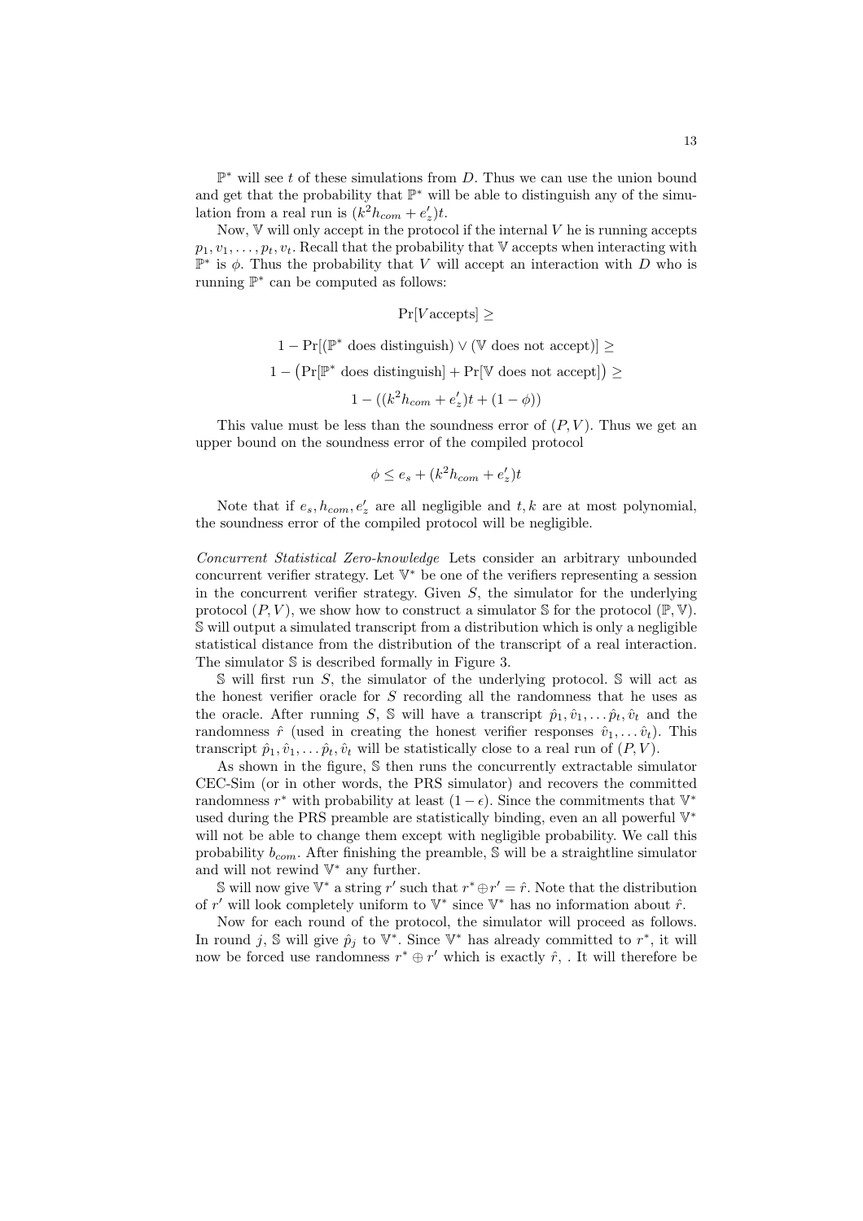$\mathbb{P}^*$ will see $t$ of these simulations from $D$. Thus we can use the union bound and get that the probability that $\mathbb{P}^*$ will be able to distinguish any of the simulation from a real run is $(k^2 h_{com} + e'_z)t$.

Now, $\mathbb{V}$ will only accept in the protocol if the internal $V$ he is running accepts $p_1, v_1, \ldots, p_t, v_t$. Recall that the probability that $\mathbb{V}$ accepts when interacting with $\mathbb{P}^*$ is $\phi$. Thus the probability that $V$ will accept an interaction with $D$ who is running $\mathbb{P}^*$ can be computed as follows:

$$\Pr[V \text{accepts}] \geq$$

$$1 - \Pr[(\mathbb{P}^* \text{ does distinguish}) \vee (\mathbb{V} \text{ does not accept})] \geq$$

$$1 - \big(\Pr[\mathbb{P}^* \text{ does distinguish}] + \Pr[\mathbb{V} \text{ does not accept}]\big) \geq$$

$$1 - ((k^2 h_{com} + e'_z)t + (1 - \phi))$$

This value must be less than the soundness error of $(P, V)$. Thus we get an upper bound on the soundness error of the compiled protocol

$$\phi \leq e_s + (k^2 h_{com} + e'_z)t$$

Note that if $e_s, h_{com}, e'_z$ are all negligible and $t, k$ are at most polynomial, the soundness error of the compiled protocol will be negligible.

*Concurrent Statistical Zero-knowledge* Lets consider an arbitrary unbounded concurrent verifier strategy. Let $\mathbb{V}^*$ be one of the verifiers representing a session in the concurrent verifier strategy. Given $S$, the simulator for the underlying protocol $(P, V)$, we show how to construct a simulator $\mathbb{S}$ for the protocol $(\mathbb{P}, \mathbb{V})$. $\mathbb{S}$ will output a simulated transcript from a distribution which is only a negligible statistical distance from the distribution of the transcript of a real interaction. The simulator $\mathbb{S}$ is described formally in Figure 3.

$\mathbb{S}$ will first run $S$, the simulator of the underlying protocol. $\mathbb{S}$ will act as the honest verifier oracle for $S$ recording all the randomness that he uses as the oracle. After running $S$, $\mathbb{S}$ will have a transcript $\hat{p}_1, \hat{v}_1, \ldots \hat{p}_t, \hat{v}_t$ and the randomness $\hat{r}$ (used in creating the honest verifier responses $\hat{v}_1, \ldots \hat{v}_t$). This transcript $\hat{p}_1, \hat{v}_1, \ldots \hat{p}_t, \hat{v}_t$ will be statistically close to a real run of $(P, V)$.

As shown in the figure, $\mathbb{S}$ then runs the concurrently extractable simulator CEC-Sim (or in other words, the PRS simulator) and recovers the committed randomness $r^*$ with probability at least $(1 - \epsilon)$. Since the commitments that $\mathbb{V}^*$ used during the PRS preamble are statistically binding, even an all powerful $\mathbb{V}^*$ will not be able to change them except with negligible probability. We call this probability $b_{com}$. After finishing the preamble, $\mathbb{S}$ will be a straightline simulator and will not rewind $\mathbb{V}^*$ any further.

$\mathbb{S}$ will now give $\mathbb{V}^*$ a string $r'$ such that $r^* \oplus r' = \hat{r}$. Note that the distribution of $r'$ will look completely uniform to $\mathbb{V}^*$ since $\mathbb{V}^*$ has no information about $\hat{r}$.

Now for each round of the protocol, the simulator will proceed as follows. In round $j$, $\mathbb{S}$ will give $\hat{p}_j$ to $\mathbb{V}^*$. Since $\mathbb{V}^*$ has already committed to $r^*$, it will now be forced use randomness $r^* \oplus r'$ which is exactly $\hat{r}$, . It will therefore be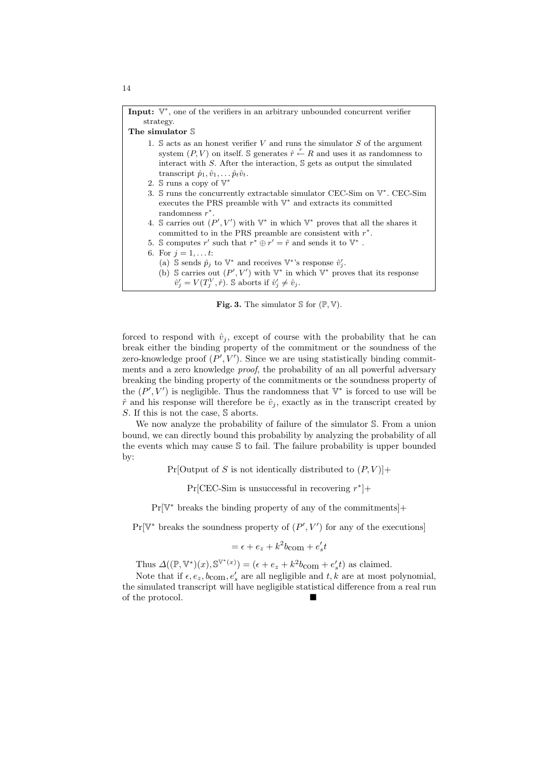**Input:** $\mathbb{V}^*$, one of the verifiers in an arbitrary unbounded concurrent verifier strategy.

**The simulator** $\mathbb{S}$

1. $\mathbb{S}$ acts as an honest verifier $V$ and runs the simulator $S$ of the argument system $(P, V)$ on itself. $\mathbb{S}$ generates $\hat{r} \xleftarrow{r} R$ and uses it as randomness to interact with $S$. After the interaction, $\mathbb{S}$ gets as output the simulated transcript $\hat{p}_1, \hat{v}_1, \ldots \hat{p}_t \hat{v}_t$.
2. $\mathbb{S}$ runs a copy of $\mathbb{V}^*$
3. $\mathbb{S}$ runs the concurrently extractable simulator CEC-Sim on $\mathbb{V}^*$. CEC-Sim executes the PRS preamble with $\mathbb{V}^*$ and extracts its committed randomness $r^*$.
4. $\mathbb{S}$ carries out $(P', V')$ with $\mathbb{V}^*$ in which $\mathbb{V}^*$ proves that all the shares it committed to in the PRS preamble are consistent with $r^*$.
5. $\mathbb{S}$ computes $r'$ such that $r^* \oplus r' = \hat{r}$ and sends it to $\mathbb{V}^*$ .
6. For $j = 1, \ldots t$:
   (a) $\mathbb{S}$ sends $\hat{p}_j$ to $\mathbb{V}^*$ and receives $\mathbb{V}^*$'s response $\hat{v}'_j$.
   (b) $\mathbb{S}$ carries out $(P', V')$ with $\mathbb{V}^*$ in which $\mathbb{V}^*$ proves that its response $\hat{v}'_j = V(T^V_j, \hat{r})$. $\mathbb{S}$ aborts if $\hat{v}'_j \neq \hat{v}_j$.

**Fig. 3.** The simulator $\mathbb{S}$ for $(\mathbb{P}, \mathbb{V})$.

forced to respond with $\hat{v}_j$, except of course with the probability that he can break either the binding property of the commitment or the soundness of the zero-knowledge proof $(P', V')$. Since we are using statistically binding commitments and a zero knowledge *proof*, the probability of an all powerful adversary breaking the binding property of the commitments or the soundness property of the $(P', V')$ is negligible. Thus the randomness that $\mathbb{V}^*$ is forced to use will be $\hat{r}$ and his response will therefore be $\hat{v}_j$, exactly as in the transcript created by $S$. If this is not the case, $\mathbb{S}$ aborts.

We now analyze the probability of failure of the simulator $\mathbb{S}$. From a union bound, we can directly bound this probability by analyzing the probability of all the events which may cause $\mathbb{S}$ to fail. The failure probability is upper bounded by:

$$\Pr[\text{Output of } S \text{ is not identically distributed to } (P, V)]+$$

$$\Pr[\text{CEC-Sim is unsuccessful in recovering } r^*]+$$

$$\Pr[\mathbb{V}^* \text{ breaks the binding property of any of the commitments}]+$$

$$\Pr[\mathbb{V}^* \text{ breaks the soundness property of } (P', V') \text{ for any of the executions}]$$

$$= \epsilon + e_z + k^2 b_{\text{com}} + e'_s t$$

Thus $\Delta((\mathbb{P}, \mathbb{V}^*)(x), \mathbb{S}^{\mathbb{V}^*(x)}) = (\epsilon + e_z + k^2 b_{\text{com}} + e'_s t)$ as claimed.

Note that if $\epsilon, e_z, b_{\text{com}}, e'_s$ are all negligible and $t, k$ are at most polynomial, the simulated transcript will have negligible statistical difference from a real run of the protocol. ∎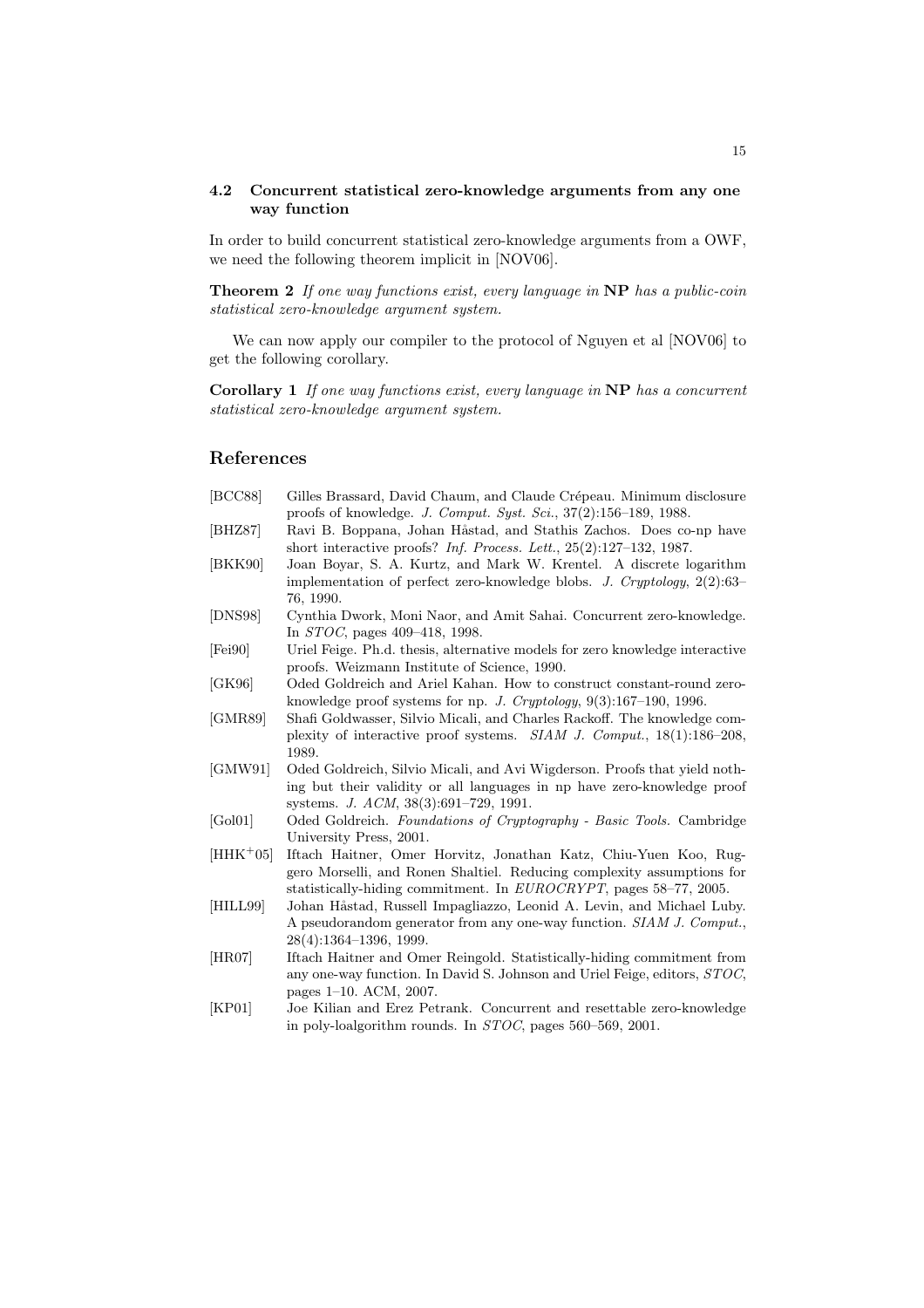### 4.2 Concurrent statistical zero-knowledge arguments from any one way function

In order to build concurrent statistical zero-knowledge arguments from a OWF, we need the following theorem implicit in [NOV06].

**Theorem 2** *If one way functions exist, every language in* **NP** *has a public-coin statistical zero-knowledge argument system.*

We can now apply our compiler to the protocol of Nguyen et al [NOV06] to get the following corollary.

**Corollary 1** *If one way functions exist, every language in* **NP** *has a concurrent statistical zero-knowledge argument system.*

## References

- [BCC88] Gilles Brassard, David Chaum, and Claude Crépeau. Minimum disclosure proofs of knowledge. *J. Comput. Syst. Sci.*, 37(2):156–189, 1988.
- [BHZ87] Ravi B. Boppana, Johan Håstad, and Stathis Zachos. Does co-np have short interactive proofs? *Inf. Process. Lett.*, 25(2):127–132, 1987.
- [BKK90] Joan Boyar, S. A. Kurtz, and Mark W. Krentel. A discrete logarithm implementation of perfect zero-knowledge blobs. *J. Cryptology*, 2(2):63–76, 1990.
- [DNS98] Cynthia Dwork, Moni Naor, and Amit Sahai. Concurrent zero-knowledge. In *STOC*, pages 409–418, 1998.
- [Fei90] Uriel Feige. Ph.d. thesis, alternative models for zero knowledge interactive proofs. Weizmann Institute of Science, 1990.
- [GK96] Oded Goldreich and Ariel Kahan. How to construct constant-round zero-knowledge proof systems for np. *J. Cryptology*, 9(3):167–190, 1996.
- [GMR89] Shafi Goldwasser, Silvio Micali, and Charles Rackoff. The knowledge complexity of interactive proof systems. *SIAM J. Comput.*, 18(1):186–208, 1989.
- [GMW91] Oded Goldreich, Silvio Micali, and Avi Wigderson. Proofs that yield nothing but their validity or all languages in np have zero-knowledge proof systems. *J. ACM*, 38(3):691–729, 1991.
- [Gol01] Oded Goldreich. *Foundations of Cryptography - Basic Tools.* Cambridge University Press, 2001.
- [HHK+05] Iftach Haitner, Omer Horvitz, Jonathan Katz, Chiu-Yuen Koo, Ruggero Morselli, and Ronen Shaltiel. Reducing complexity assumptions for statistically-hiding commitment. In *EUROCRYPT*, pages 58–77, 2005.
- [HILL99] Johan Håstad, Russell Impagliazzo, Leonid A. Levin, and Michael Luby. A pseudorandom generator from any one-way function. *SIAM J. Comput.*, 28(4):1364–1396, 1999.
- [HR07] Iftach Haitner and Omer Reingold. Statistically-hiding commitment from any one-way function. In David S. Johnson and Uriel Feige, editors, *STOC*, pages 1–10. ACM, 2007.
- [KP01] Joe Kilian and Erez Petrank. Concurrent and resettable zero-knowledge in poly-loalgorithm rounds. In *STOC*, pages 560–569, 2001.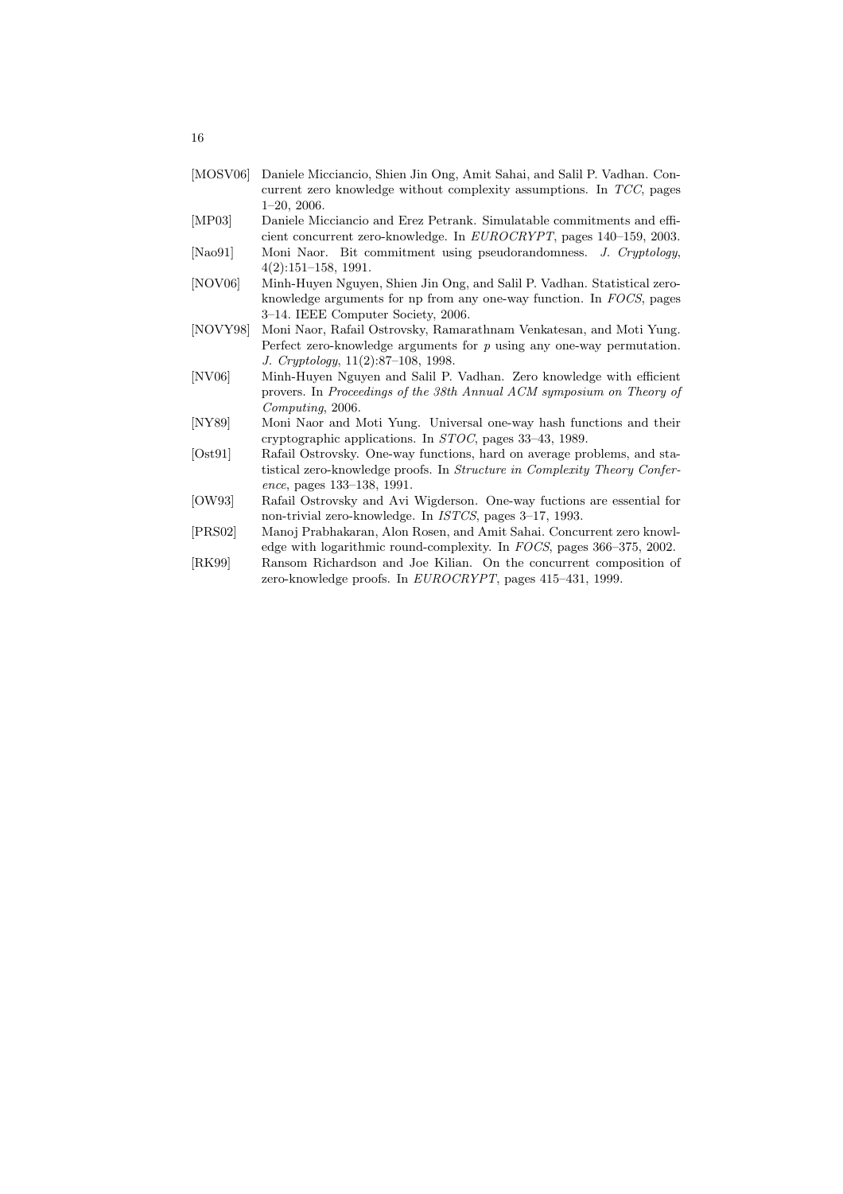[MOSV06] Daniele Micciancio, Shien Jin Ong, Amit Sahai, and Salil P. Vadhan. Concurrent zero knowledge without complexity assumptions. In *TCC*, pages 1–20, 2006.

[MP03] Daniele Micciancio and Erez Petrank. Simulatable commitments and efficient concurrent zero-knowledge. In *EUROCRYPT*, pages 140–159, 2003.

[Nao91] Moni Naor. Bit commitment using pseudorandomness. *J. Cryptology*, 4(2):151–158, 1991.

[NOV06] Minh-Huyen Nguyen, Shien Jin Ong, and Salil P. Vadhan. Statistical zero-knowledge arguments for np from any one-way function. In *FOCS*, pages 3–14. IEEE Computer Society, 2006.

[NOVY98] Moni Naor, Rafail Ostrovsky, Ramarathnam Venkatesan, and Moti Yung. Perfect zero-knowledge arguments for $p$ using any one-way permutation. *J. Cryptology*, 11(2):87–108, 1998.

[NV06] Minh-Huyen Nguyen and Salil P. Vadhan. Zero knowledge with efficient provers. In *Proceedings of the 38th Annual ACM symposium on Theory of Computing*, 2006.

[NY89] Moni Naor and Moti Yung. Universal one-way hash functions and their cryptographic applications. In *STOC*, pages 33–43, 1989.

[Ost91] Rafail Ostrovsky. One-way functions, hard on average problems, and statistical zero-knowledge proofs. In *Structure in Complexity Theory Conference*, pages 133–138, 1991.

[OW93] Rafail Ostrovsky and Avi Wigderson. One-way fuctions are essential for non-trivial zero-knowledge. In *ISTCS*, pages 3–17, 1993.

[PRS02] Manoj Prabhakaran, Alon Rosen, and Amit Sahai. Concurrent zero knowledge with logarithmic round-complexity. In *FOCS*, pages 366–375, 2002.

[RK99] Ransom Richardson and Joe Kilian. On the concurrent composition of zero-knowledge proofs. In *EUROCRYPT*, pages 415–431, 1999.